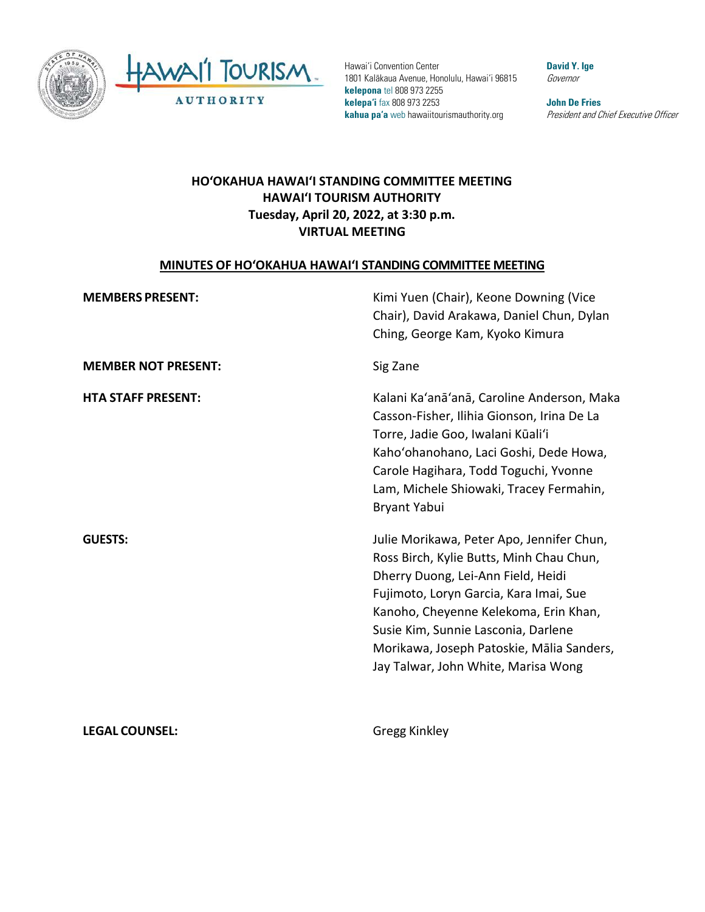Hawaiʻi Convention Center
1801 Kalākaua Avenue, Honolulu, Hawaiʻi 96815
**kelepona** tel 808 973 2255
**kelepaʻi** fax 808 973 2253
**kahua paʻa** web hawaiitourismauthority.org

**David Y. Ige**
*Governor*

**John De Fries**
*President and Chief Executive Officer*

# HOʻOKAHUA HAWAIʻI STANDING COMMITTEE MEETING
## HAWAIʻI TOURISM AUTHORITY
### Tuesday, April 20, 2022, at 3:30 p.m.
### VIRTUAL MEETING

**MINUTES OF HOʻOKAHUA HAWAIʻI STANDING COMMITTEE MEETING**

| | |
|---|---|
| **MEMBERS PRESENT:** | Kimi Yuen (Chair), Keone Downing (Vice Chair), David Arakawa, Daniel Chun, Dylan Ching, George Kam, Kyoko Kimura |
| **MEMBER NOT PRESENT:** | Sig Zane |
| **HTA STAFF PRESENT:** | Kalani Kaʻanāʻanā, Caroline Anderson, Maka Casson-Fisher, Ilihia Gionson, Irina De La Torre, Jadie Goo, Iwalani Kūaliʻi Kahoʻohanohano, Laci Goshi, Dede Howa, Carole Hagihara, Todd Toguchi, Yvonne Lam, Michele Shiowaki, Tracey Fermahin, Bryant Yabui |
| **GUESTS:** | Julie Morikawa, Peter Apo, Jennifer Chun, Ross Birch, Kylie Butts, Minh Chau Chun, Dherry Duong, Lei-Ann Field, Heidi Fujimoto, Loryn Garcia, Kara Imai, Sue Kanoho, Cheyenne Kelekoma, Erin Khan, Susie Kim, Sunnie Lasconia, Darlene Morikawa, Joseph Patoskie, Mālia Sanders, Jay Talwar, John White, Marisa Wong |
| **LEGAL COUNSEL:** | Gregg Kinkley |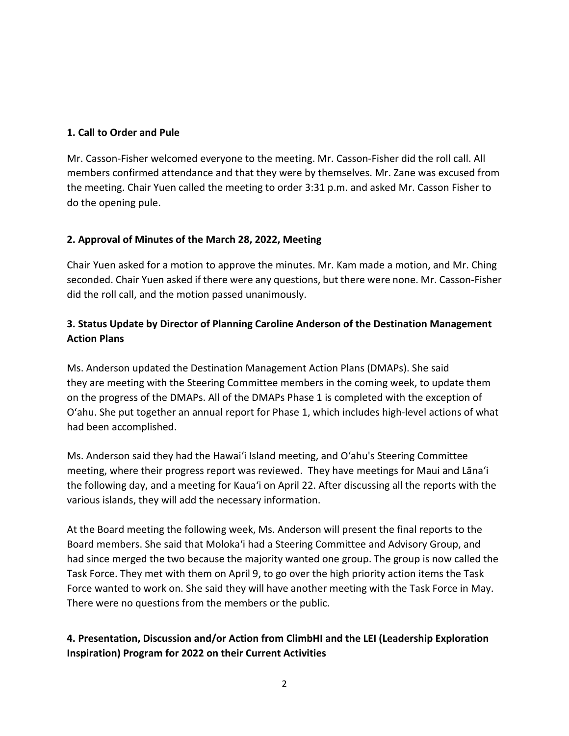**1. Call to Order and Pule**

Mr. Casson-Fisher welcomed everyone to the meeting. Mr. Casson-Fisher did the roll call. All members confirmed attendance and that they were by themselves. Mr. Zane was excused from the meeting. Chair Yuen called the meeting to order 3:31 p.m. and asked Mr. Casson Fisher to do the opening pule.

**2. Approval of Minutes of the March 28, 2022, Meeting**

Chair Yuen asked for a motion to approve the minutes. Mr. Kam made a motion, and Mr. Ching seconded. Chair Yuen asked if there were any questions, but there were none. Mr. Casson-Fisher did the roll call, and the motion passed unanimously.

**3. Status Update by Director of Planning Caroline Anderson of the Destination Management Action Plans**

Ms. Anderson updated the Destination Management Action Plans (DMAPs). She said they are meeting with the Steering Committee members in the coming week, to update them on the progress of the DMAPs. All of the DMAPs Phase 1 is completed with the exception of Oʻahu. She put together an annual report for Phase 1, which includes high-level actions of what had been accomplished.

Ms. Anderson said they had the Hawaiʻi Island meeting, and Oʻahu's Steering Committee meeting, where their progress report was reviewed. They have meetings for Maui and Lānaʻi the following day, and a meeting for Kauaʻi on April 22. After discussing all the reports with the various islands, they will add the necessary information.

At the Board meeting the following week, Ms. Anderson will present the final reports to the Board members. She said that Molokaʻi had a Steering Committee and Advisory Group, and had since merged the two because the majority wanted one group. The group is now called the Task Force. They met with them on April 9, to go over the high priority action items the Task Force wanted to work on. She said they will have another meeting with the Task Force in May. There were no questions from the members or the public.

**4. Presentation, Discussion and/or Action from ClimbHI and the LEI (Leadership Exploration Inspiration) Program for 2022 on their Current Activities**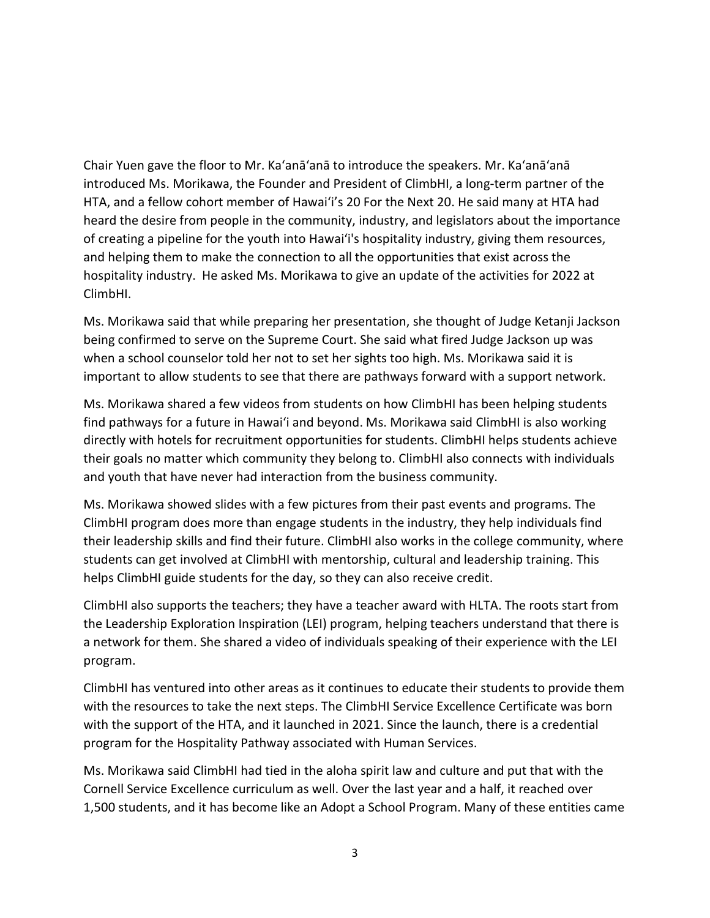Chair Yuen gave the floor to Mr. Ka'anā'anā to introduce the speakers. Mr. Ka'anā'anā introduced Ms. Morikawa, the Founder and President of ClimbHI, a long-term partner of the HTA, and a fellow cohort member of Hawai'i's 20 For the Next 20. He said many at HTA had heard the desire from people in the community, industry, and legislators about the importance of creating a pipeline for the youth into Hawai'i's hospitality industry, giving them resources, and helping them to make the connection to all the opportunities that exist across the hospitality industry. He asked Ms. Morikawa to give an update of the activities for 2022 at ClimbHI.

Ms. Morikawa said that while preparing her presentation, she thought of Judge Ketanji Jackson being confirmed to serve on the Supreme Court. She said what fired Judge Jackson up was when a school counselor told her not to set her sights too high. Ms. Morikawa said it is important to allow students to see that there are pathways forward with a support network.

Ms. Morikawa shared a few videos from students on how ClimbHI has been helping students find pathways for a future in Hawai'i and beyond. Ms. Morikawa said ClimbHI is also working directly with hotels for recruitment opportunities for students. ClimbHI helps students achieve their goals no matter which community they belong to. ClimbHI also connects with individuals and youth that have never had interaction from the business community.

Ms. Morikawa showed slides with a few pictures from their past events and programs. The ClimbHI program does more than engage students in the industry, they help individuals find their leadership skills and find their future. ClimbHI also works in the college community, where students can get involved at ClimbHI with mentorship, cultural and leadership training. This helps ClimbHI guide students for the day, so they can also receive credit.

ClimbHI also supports the teachers; they have a teacher award with HLTA. The roots start from the Leadership Exploration Inspiration (LEI) program, helping teachers understand that there is a network for them. She shared a video of individuals speaking of their experience with the LEI program.

ClimbHI has ventured into other areas as it continues to educate their students to provide them with the resources to take the next steps. The ClimbHI Service Excellence Certificate was born with the support of the HTA, and it launched in 2021. Since the launch, there is a credential program for the Hospitality Pathway associated with Human Services.

Ms. Morikawa said ClimbHI had tied in the aloha spirit law and culture and put that with the Cornell Service Excellence curriculum as well. Over the last year and a half, it reached over 1,500 students, and it has become like an Adopt a School Program. Many of these entities came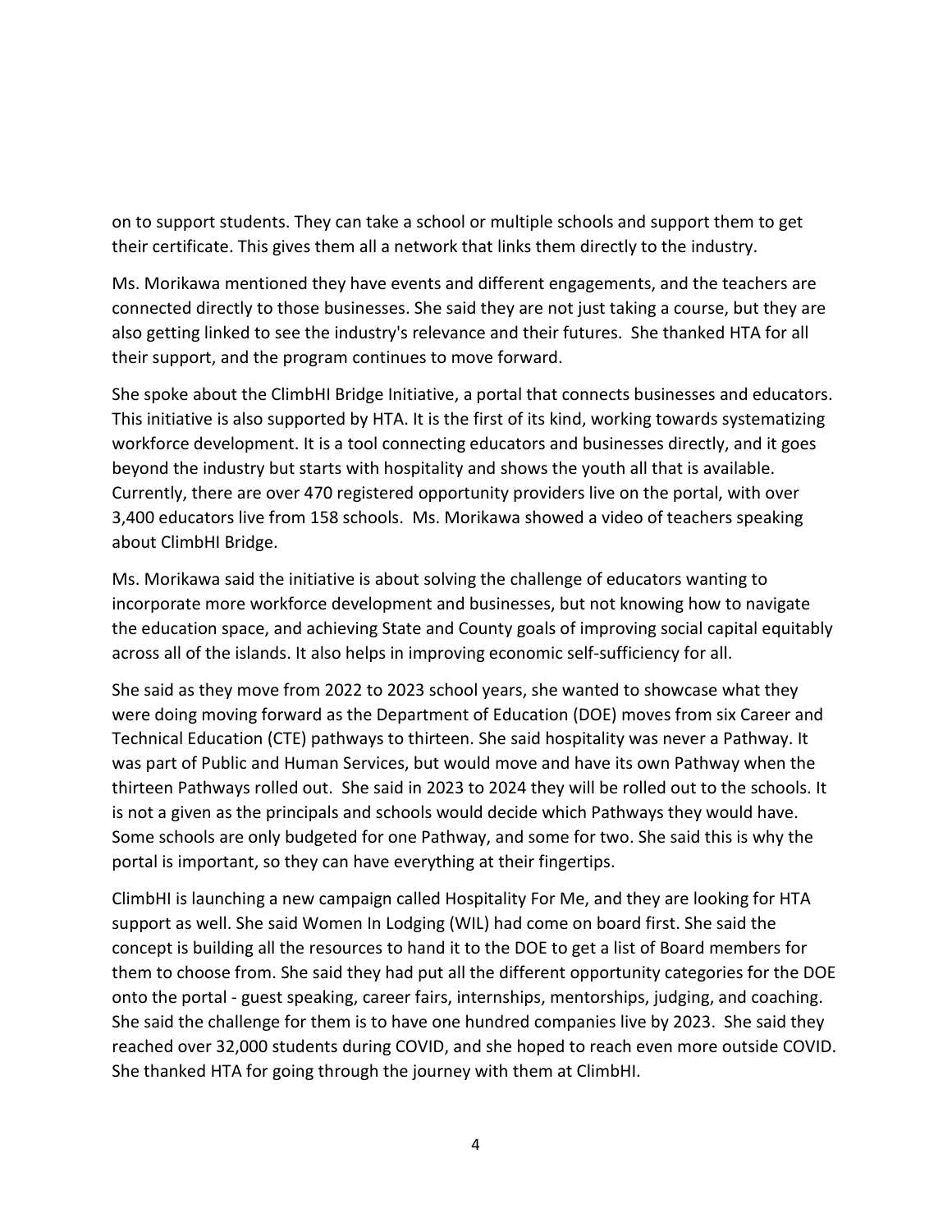on to support students. They can take a school or multiple schools and support them to get their certificate. This gives them all a network that links them directly to the industry.

Ms. Morikawa mentioned they have events and different engagements, and the teachers are connected directly to those businesses. She said they are not just taking a course, but they are also getting linked to see the industry's relevance and their futures. She thanked HTA for all their support, and the program continues to move forward.

She spoke about the ClimbHI Bridge Initiative, a portal that connects businesses and educators. This initiative is also supported by HTA. It is the first of its kind, working towards systematizing workforce development. It is a tool connecting educators and businesses directly, and it goes beyond the industry but starts with hospitality and shows the youth all that is available. Currently, there are over 470 registered opportunity providers live on the portal, with over 3,400 educators live from 158 schools. Ms. Morikawa showed a video of teachers speaking about ClimbHI Bridge.

Ms. Morikawa said the initiative is about solving the challenge of educators wanting to incorporate more workforce development and businesses, but not knowing how to navigate the education space, and achieving State and County goals of improving social capital equitably across all of the islands. It also helps in improving economic self-sufficiency for all.

She said as they move from 2022 to 2023 school years, she wanted to showcase what they were doing moving forward as the Department of Education (DOE) moves from six Career and Technical Education (CTE) pathways to thirteen. She said hospitality was never a Pathway. It was part of Public and Human Services, but would move and have its own Pathway when the thirteen Pathways rolled out. She said in 2023 to 2024 they will be rolled out to the schools. It is not a given as the principals and schools would decide which Pathways they would have. Some schools are only budgeted for one Pathway, and some for two. She said this is why the portal is important, so they can have everything at their fingertips.

ClimbHI is launching a new campaign called Hospitality For Me, and they are looking for HTA support as well. She said Women In Lodging (WIL) had come on board first. She said the concept is building all the resources to hand it to the DOE to get a list of Board members for them to choose from. She said they had put all the different opportunity categories for the DOE onto the portal - guest speaking, career fairs, internships, mentorships, judging, and coaching. She said the challenge for them is to have one hundred companies live by 2023. She said they reached over 32,000 students during COVID, and she hoped to reach even more outside COVID. She thanked HTA for going through the journey with them at ClimbHI.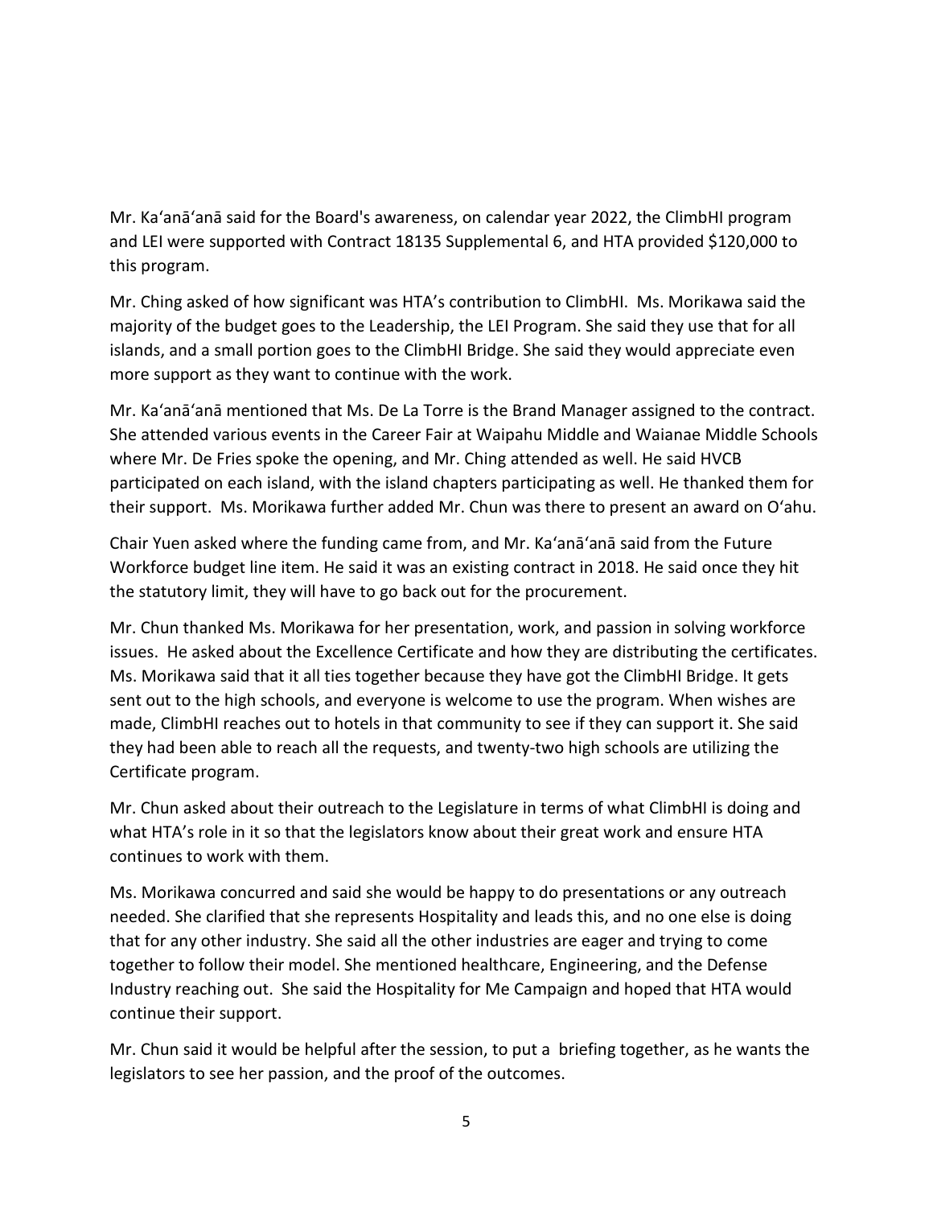Mr. Ka'anā'anā said for the Board's awareness, on calendar year 2022, the ClimbHI program and LEI were supported with Contract 18135 Supplemental 6, and HTA provided $120,000 to this program.

Mr. Ching asked of how significant was HTA's contribution to ClimbHI. Ms. Morikawa said the majority of the budget goes to the Leadership, the LEI Program. She said they use that for all islands, and a small portion goes to the ClimbHI Bridge. She said they would appreciate even more support as they want to continue with the work.

Mr. Ka'anā'anā mentioned that Ms. De La Torre is the Brand Manager assigned to the contract. She attended various events in the Career Fair at Waipahu Middle and Waianae Middle Schools where Mr. De Fries spoke the opening, and Mr. Ching attended as well. He said HVCB participated on each island, with the island chapters participating as well. He thanked them for their support. Ms. Morikawa further added Mr. Chun was there to present an award on O'ahu.

Chair Yuen asked where the funding came from, and Mr. Ka'anā'anā said from the Future Workforce budget line item. He said it was an existing contract in 2018. He said once they hit the statutory limit, they will have to go back out for the procurement.

Mr. Chun thanked Ms. Morikawa for her presentation, work, and passion in solving workforce issues. He asked about the Excellence Certificate and how they are distributing the certificates. Ms. Morikawa said that it all ties together because they have got the ClimbHI Bridge. It gets sent out to the high schools, and everyone is welcome to use the program. When wishes are made, ClimbHI reaches out to hotels in that community to see if they can support it. She said they had been able to reach all the requests, and twenty-two high schools are utilizing the Certificate program.

Mr. Chun asked about their outreach to the Legislature in terms of what ClimbHI is doing and what HTA's role in it so that the legislators know about their great work and ensure HTA continues to work with them.

Ms. Morikawa concurred and said she would be happy to do presentations or any outreach needed. She clarified that she represents Hospitality and leads this, and no one else is doing that for any other industry. She said all the other industries are eager and trying to come together to follow their model. She mentioned healthcare, Engineering, and the Defense Industry reaching out. She said the Hospitality for Me Campaign and hoped that HTA would continue their support.

Mr. Chun said it would be helpful after the session, to put a briefing together, as he wants the legislators to see her passion, and the proof of the outcomes.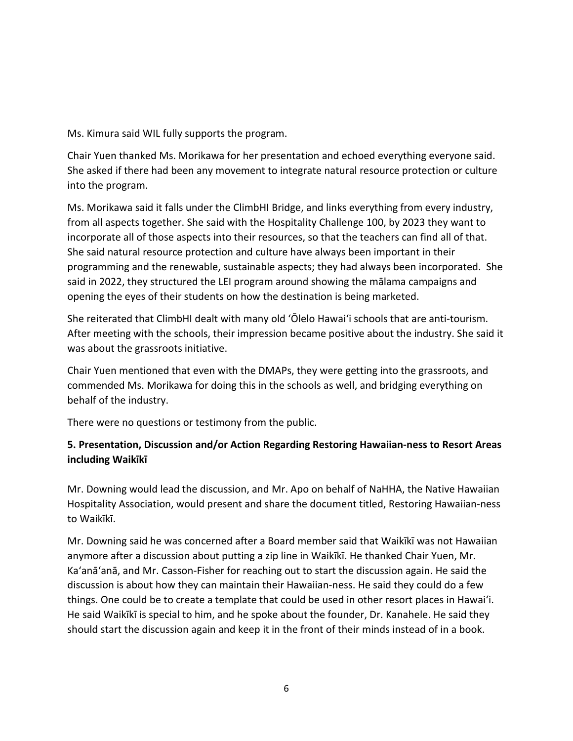Ms. Kimura said WIL fully supports the program.

Chair Yuen thanked Ms. Morikawa for her presentation and echoed everything everyone said. She asked if there had been any movement to integrate natural resource protection or culture into the program.

Ms. Morikawa said it falls under the ClimbHI Bridge, and links everything from every industry, from all aspects together. She said with the Hospitality Challenge 100, by 2023 they want to incorporate all of those aspects into their resources, so that the teachers can find all of that. She said natural resource protection and culture have always been important in their programming and the renewable, sustainable aspects; they had always been incorporated. She said in 2022, they structured the LEI program around showing the mālama campaigns and opening the eyes of their students on how the destination is being marketed.

She reiterated that ClimbHI dealt with many old ʻŌlelo Hawaiʻi schools that are anti-tourism. After meeting with the schools, their impression became positive about the industry. She said it was about the grassroots initiative.

Chair Yuen mentioned that even with the DMAPs, they were getting into the grassroots, and commended Ms. Morikawa for doing this in the schools as well, and bridging everything on behalf of the industry.

There were no questions or testimony from the public.

**5. Presentation, Discussion and/or Action Regarding Restoring Hawaiian-ness to Resort Areas including Waikīkī**

Mr. Downing would lead the discussion, and Mr. Apo on behalf of NaHHA, the Native Hawaiian Hospitality Association, would present and share the document titled, Restoring Hawaiian-ness to Waikīkī.

Mr. Downing said he was concerned after a Board member said that Waikīkī was not Hawaiian anymore after a discussion about putting a zip line in Waikīkī. He thanked Chair Yuen, Mr. Kaʻanāʻanā, and Mr. Casson-Fisher for reaching out to start the discussion again. He said the discussion is about how they can maintain their Hawaiian-ness. He said they could do a few things. One could be to create a template that could be used in other resort places in Hawaiʻi. He said Waikīkī is special to him, and he spoke about the founder, Dr. Kanahele. He said they should start the discussion again and keep it in the front of their minds instead of in a book.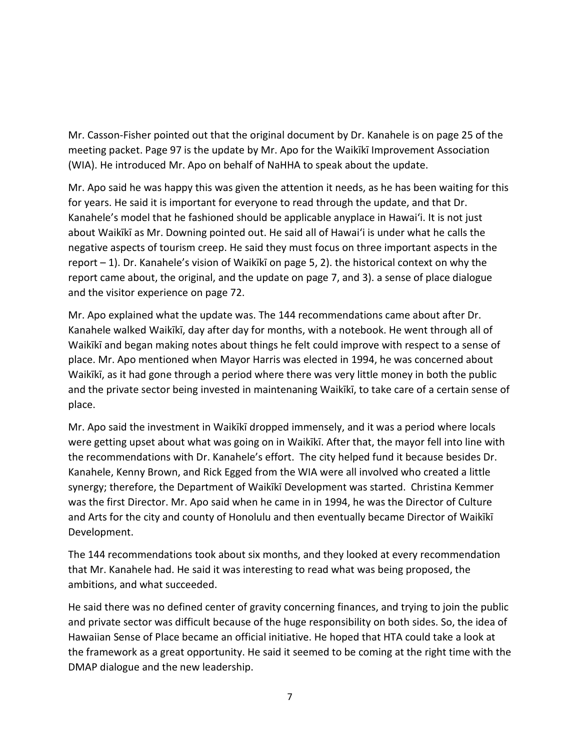Mr. Casson-Fisher pointed out that the original document by Dr. Kanahele is on page 25 of the meeting packet. Page 97 is the update by Mr. Apo for the Waikīkī Improvement Association (WIA). He introduced Mr. Apo on behalf of NaHHA to speak about the update.

Mr. Apo said he was happy this was given the attention it needs, as he has been waiting for this for years. He said it is important for everyone to read through the update, and that Dr. Kanahele's model that he fashioned should be applicable anyplace in Hawai'i. It is not just about Waikīkī as Mr. Downing pointed out. He said all of Hawai'i is under what he calls the negative aspects of tourism creep. He said they must focus on three important aspects in the report – 1). Dr. Kanahele's vision of Waikīkī on page 5, 2). the historical context on why the report came about, the original, and the update on page 7, and 3). a sense of place dialogue and the visitor experience on page 72.

Mr. Apo explained what the update was. The 144 recommendations came about after Dr. Kanahele walked Waikīkī, day after day for months, with a notebook. He went through all of Waikīkī and began making notes about things he felt could improve with respect to a sense of place. Mr. Apo mentioned when Mayor Harris was elected in 1994, he was concerned about Waikīkī, as it had gone through a period where there was very little money in both the public and the private sector being invested in maintenaning Waikīkī, to take care of a certain sense of place.

Mr. Apo said the investment in Waikīkī dropped immensely, and it was a period where locals were getting upset about what was going on in Waikīkī. After that, the mayor fell into line with the recommendations with Dr. Kanahele's effort. The city helped fund it because besides Dr. Kanahele, Kenny Brown, and Rick Egged from the WIA were all involved who created a little synergy; therefore, the Department of Waikīkī Development was started. Christina Kemmer was the first Director. Mr. Apo said when he came in in 1994, he was the Director of Culture and Arts for the city and county of Honolulu and then eventually became Director of Waikīkī Development.

The 144 recommendations took about six months, and they looked at every recommendation that Mr. Kanahele had. He said it was interesting to read what was being proposed, the ambitions, and what succeeded.

He said there was no defined center of gravity concerning finances, and trying to join the public and private sector was difficult because of the huge responsibility on both sides. So, the idea of Hawaiian Sense of Place became an official initiative. He hoped that HTA could take a look at the framework as a great opportunity. He said it seemed to be coming at the right time with the DMAP dialogue and the new leadership.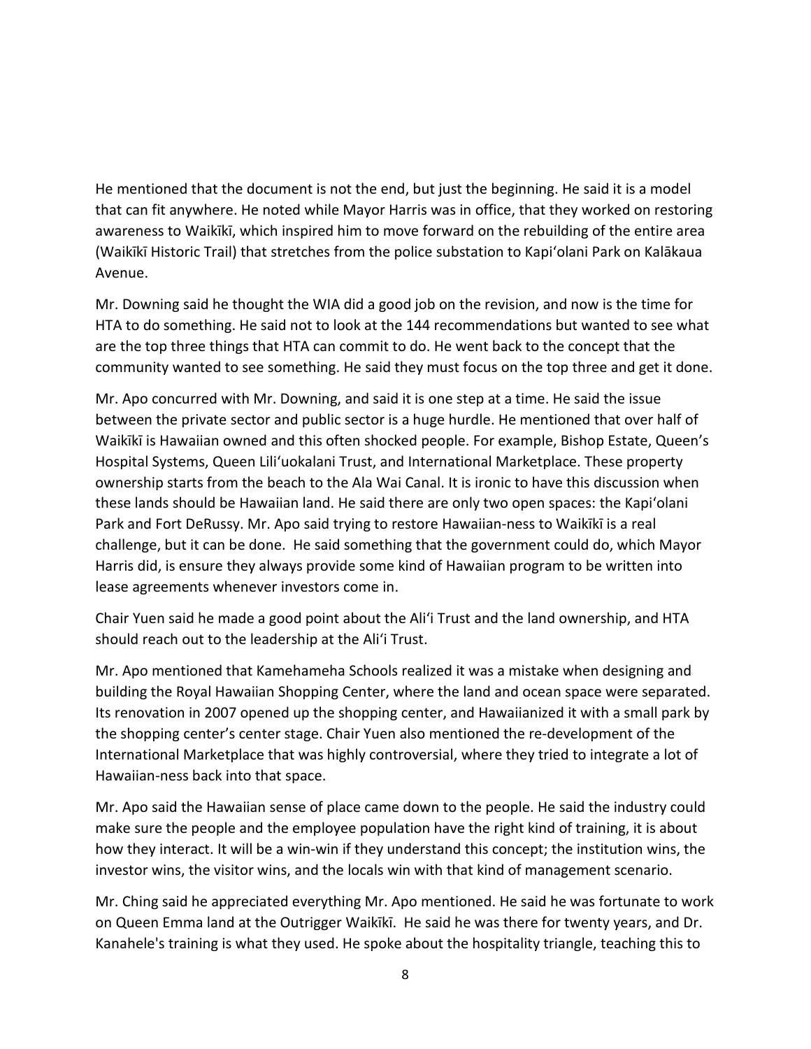He mentioned that the document is not the end, but just the beginning. He said it is a model that can fit anywhere. He noted while Mayor Harris was in office, that they worked on restoring awareness to Waikīkī, which inspired him to move forward on the rebuilding of the entire area (Waikīkī Historic Trail) that stretches from the police substation to Kapiʻolani Park on Kalākaua Avenue.

Mr. Downing said he thought the WIA did a good job on the revision, and now is the time for HTA to do something. He said not to look at the 144 recommendations but wanted to see what are the top three things that HTA can commit to do. He went back to the concept that the community wanted to see something. He said they must focus on the top three and get it done.

Mr. Apo concurred with Mr. Downing, and said it is one step at a time. He said the issue between the private sector and public sector is a huge hurdle. He mentioned that over half of Waikīkī is Hawaiian owned and this often shocked people. For example, Bishop Estate, Queen's Hospital Systems, Queen Liliʻuokalani Trust, and International Marketplace. These property ownership starts from the beach to the Ala Wai Canal. It is ironic to have this discussion when these lands should be Hawaiian land. He said there are only two open spaces: the Kapiʻolani Park and Fort DeRussy. Mr. Apo said trying to restore Hawaiian-ness to Waikīkī is a real challenge, but it can be done. He said something that the government could do, which Mayor Harris did, is ensure they always provide some kind of Hawaiian program to be written into lease agreements whenever investors come in.

Chair Yuen said he made a good point about the Aliʻi Trust and the land ownership, and HTA should reach out to the leadership at the Aliʻi Trust.

Mr. Apo mentioned that Kamehameha Schools realized it was a mistake when designing and building the Royal Hawaiian Shopping Center, where the land and ocean space were separated. Its renovation in 2007 opened up the shopping center, and Hawaiianized it with a small park by the shopping center's center stage. Chair Yuen also mentioned the re-development of the International Marketplace that was highly controversial, where they tried to integrate a lot of Hawaiian-ness back into that space.

Mr. Apo said the Hawaiian sense of place came down to the people. He said the industry could make sure the people and the employee population have the right kind of training, it is about how they interact. It will be a win-win if they understand this concept; the institution wins, the investor wins, the visitor wins, and the locals win with that kind of management scenario.

Mr. Ching said he appreciated everything Mr. Apo mentioned. He said he was fortunate to work on Queen Emma land at the Outrigger Waikīkī. He said he was there for twenty years, and Dr. Kanahele's training is what they used. He spoke about the hospitality triangle, teaching this to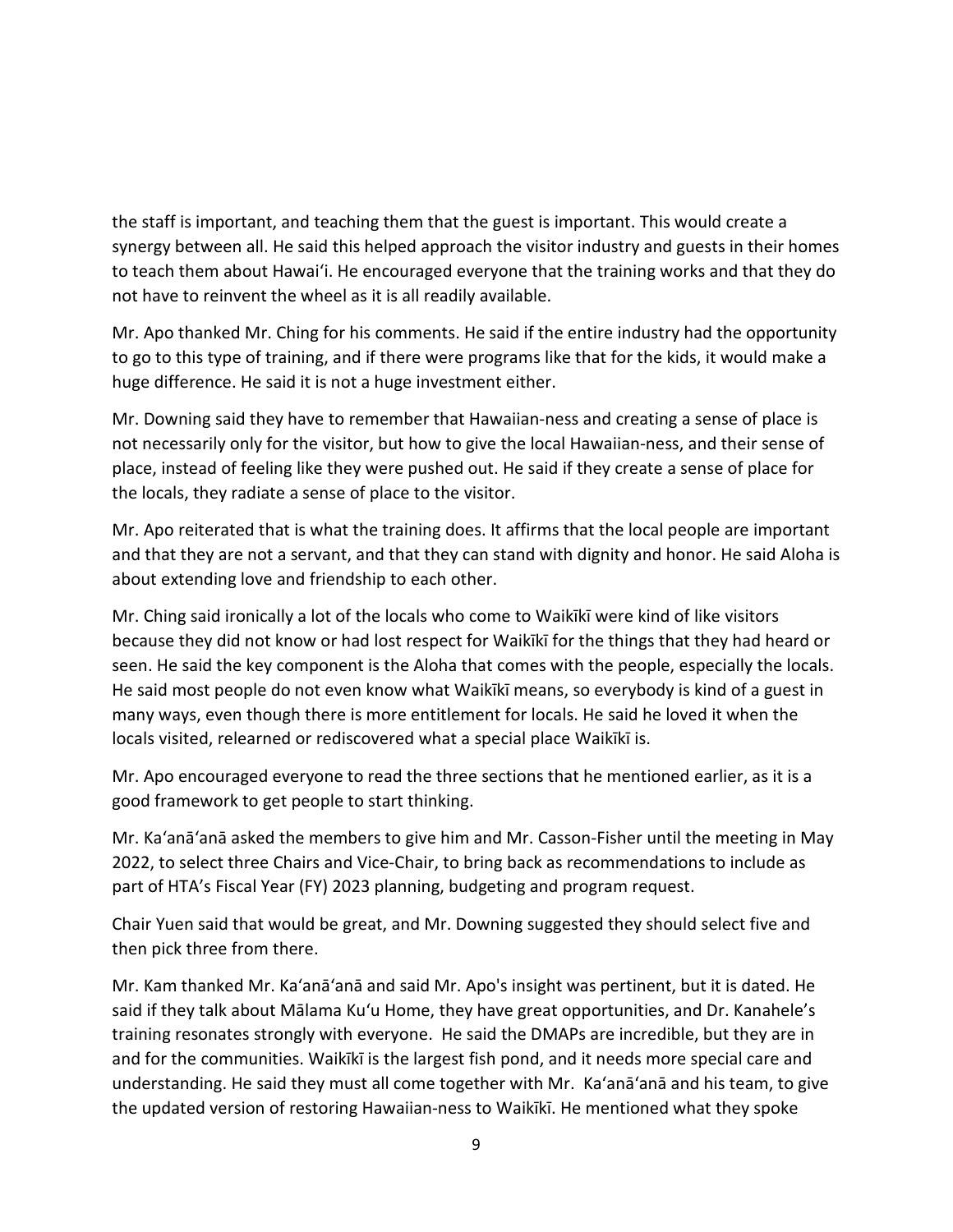the staff is important, and teaching them that the guest is important. This would create a synergy between all. He said this helped approach the visitor industry and guests in their homes to teach them about Hawai'i. He encouraged everyone that the training works and that they do not have to reinvent the wheel as it is all readily available.

Mr. Apo thanked Mr. Ching for his comments. He said if the entire industry had the opportunity to go to this type of training, and if there were programs like that for the kids, it would make a huge difference. He said it is not a huge investment either.

Mr. Downing said they have to remember that Hawaiian-ness and creating a sense of place is not necessarily only for the visitor, but how to give the local Hawaiian-ness, and their sense of place, instead of feeling like they were pushed out. He said if they create a sense of place for the locals, they radiate a sense of place to the visitor.

Mr. Apo reiterated that is what the training does. It affirms that the local people are important and that they are not a servant, and that they can stand with dignity and honor. He said Aloha is about extending love and friendship to each other.

Mr. Ching said ironically a lot of the locals who come to Waikīkī were kind of like visitors because they did not know or had lost respect for Waikīkī for the things that they had heard or seen. He said the key component is the Aloha that comes with the people, especially the locals. He said most people do not even know what Waikīkī means, so everybody is kind of a guest in many ways, even though there is more entitlement for locals. He said he loved it when the locals visited, relearned or rediscovered what a special place Waikīkī is.

Mr. Apo encouraged everyone to read the three sections that he mentioned earlier, as it is a good framework to get people to start thinking.

Mr. Ka'anā'anā asked the members to give him and Mr. Casson-Fisher until the meeting in May 2022, to select three Chairs and Vice-Chair, to bring back as recommendations to include as part of HTA's Fiscal Year (FY) 2023 planning, budgeting and program request.

Chair Yuen said that would be great, and Mr. Downing suggested they should select five and then pick three from there.

Mr. Kam thanked Mr. Ka'anā'anā and said Mr. Apo's insight was pertinent, but it is dated. He said if they talk about Mālama Ku'u Home, they have great opportunities, and Dr. Kanahele's training resonates strongly with everyone. He said the DMAPs are incredible, but they are in and for the communities. Waikīkī is the largest fish pond, and it needs more special care and understanding. He said they must all come together with Mr. Ka'anā'anā and his team, to give the updated version of restoring Hawaiian-ness to Waikīkī. He mentioned what they spoke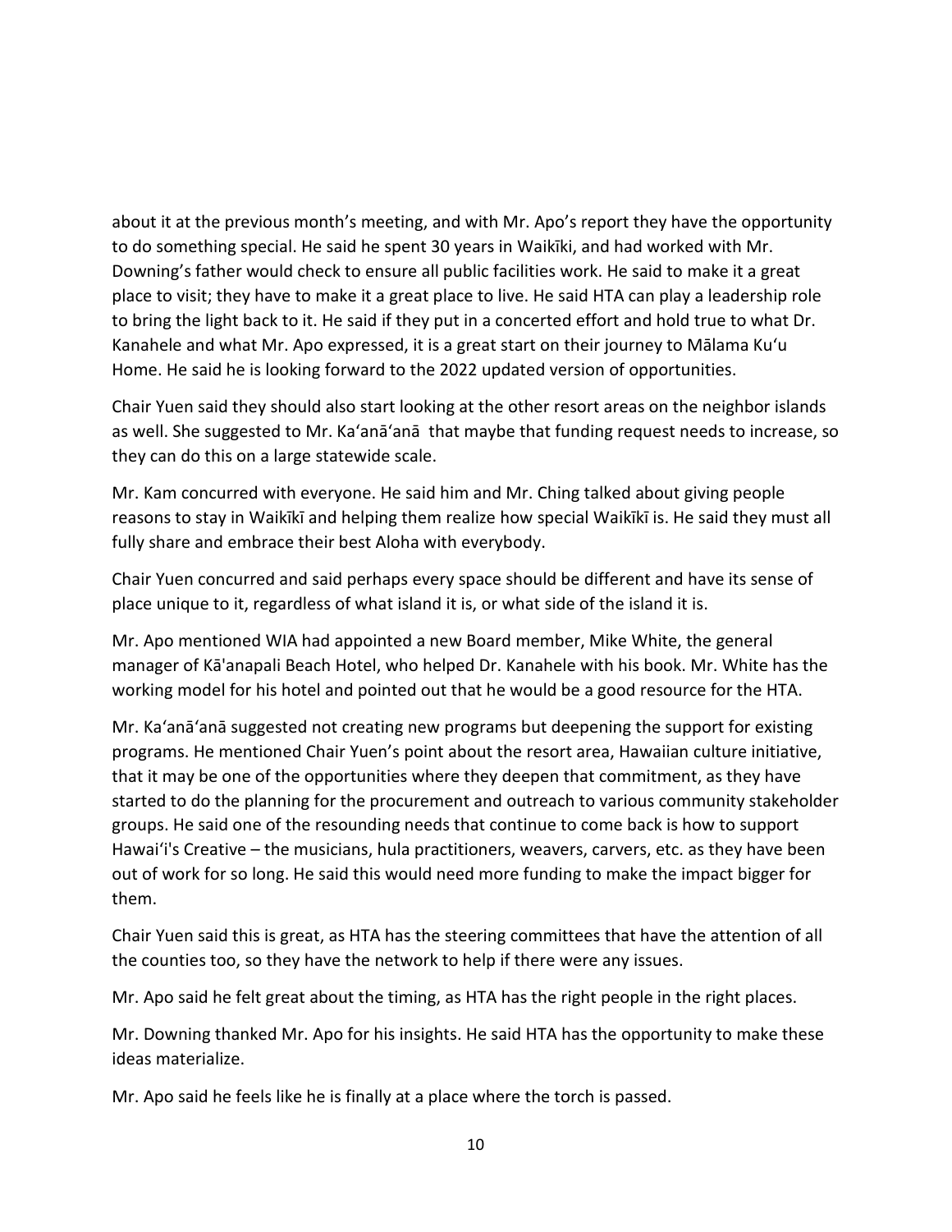about it at the previous month's meeting, and with Mr. Apo's report they have the opportunity to do something special. He said he spent 30 years in Waikīki, and had worked with Mr. Downing's father would check to ensure all public facilities work. He said to make it a great place to visit; they have to make it a great place to live. He said HTA can play a leadership role to bring the light back to it. He said if they put in a concerted effort and hold true to what Dr. Kanahele and what Mr. Apo expressed, it is a great start on their journey to Mālama Kuʻu Home. He said he is looking forward to the 2022 updated version of opportunities.

Chair Yuen said they should also start looking at the other resort areas on the neighbor islands as well. She suggested to Mr. Kaʻanāʻanā that maybe that funding request needs to increase, so they can do this on a large statewide scale.

Mr. Kam concurred with everyone. He said him and Mr. Ching talked about giving people reasons to stay in Waikīkī and helping them realize how special Waikīkī is. He said they must all fully share and embrace their best Aloha with everybody.

Chair Yuen concurred and said perhaps every space should be different and have its sense of place unique to it, regardless of what island it is, or what side of the island it is.

Mr. Apo mentioned WIA had appointed a new Board member, Mike White, the general manager of Kā'anapali Beach Hotel, who helped Dr. Kanahele with his book. Mr. White has the working model for his hotel and pointed out that he would be a good resource for the HTA.

Mr. Kaʻanāʻanā suggested not creating new programs but deepening the support for existing programs. He mentioned Chair Yuen's point about the resort area, Hawaiian culture initiative, that it may be one of the opportunities where they deepen that commitment, as they have started to do the planning for the procurement and outreach to various community stakeholder groups. He said one of the resounding needs that continue to come back is how to support Hawaiʻi's Creative – the musicians, hula practitioners, weavers, carvers, etc. as they have been out of work for so long. He said this would need more funding to make the impact bigger for them.

Chair Yuen said this is great, as HTA has the steering committees that have the attention of all the counties too, so they have the network to help if there were any issues.

Mr. Apo said he felt great about the timing, as HTA has the right people in the right places.

Mr. Downing thanked Mr. Apo for his insights. He said HTA has the opportunity to make these ideas materialize.

Mr. Apo said he feels like he is finally at a place where the torch is passed.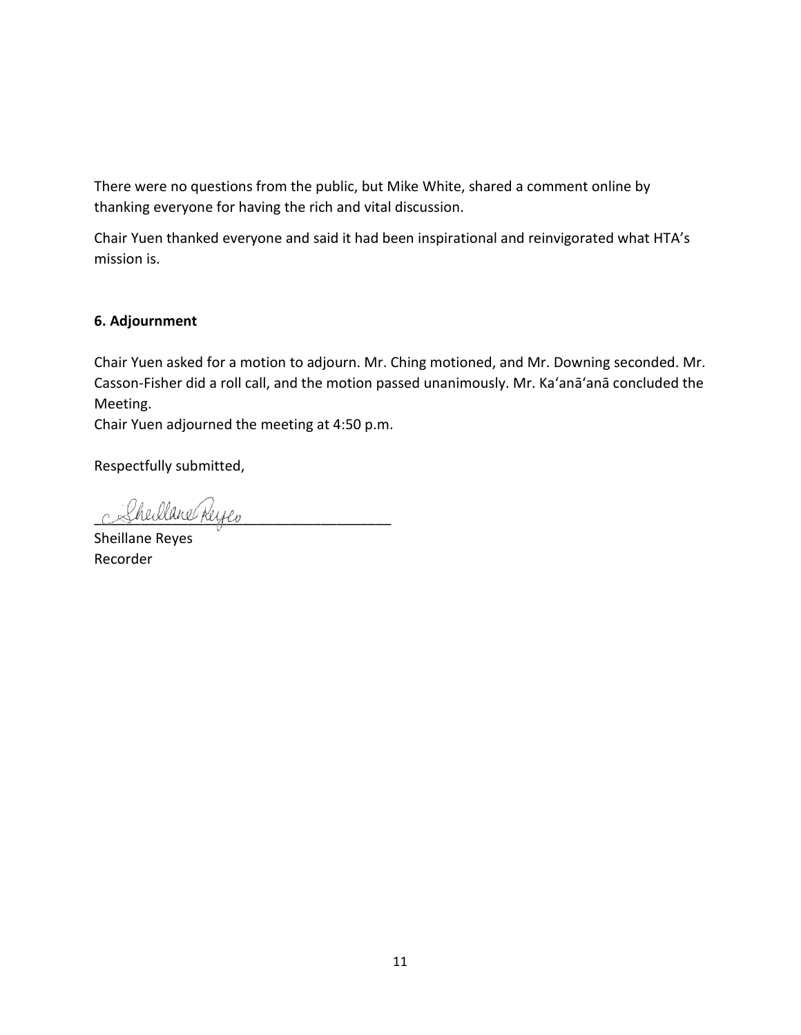There were no questions from the public, but Mike White, shared a comment online by thanking everyone for having the rich and vital discussion.

Chair Yuen thanked everyone and said it had been inspirational and reinvigorated what HTA's mission is.

### 6. Adjournment

Chair Yuen asked for a motion to adjourn. Mr. Ching motioned, and Mr. Downing seconded. Mr. Casson-Fisher did a roll call, and the motion passed unanimously. Mr. Ka'anā'anā concluded the Meeting.

Chair Yuen adjourned the meeting at 4:50 p.m.

Respectfully submitted,

Sheillane Reyes

Sheillane Reyes
Recorder